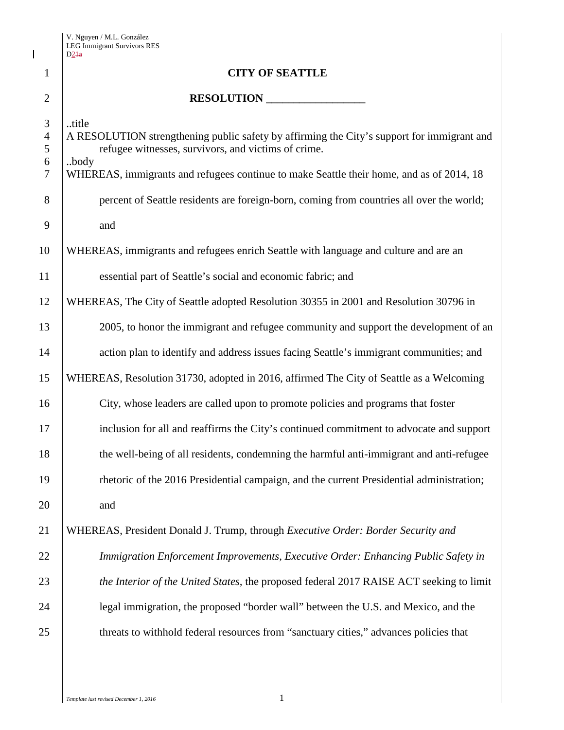# CITY OF SEATTLE

## RESOLUTION __________________

..title

A RESOLUTION strengthening public safety by affirming the City's support for immigrant and refugee witnesses, survivors, and victims of crime.

..body

WHEREAS, immigrants and refugees continue to make Seattle their home, and as of 2014, 18 percent of Seattle residents are foreign-born, coming from countries all over the world; and

WHEREAS, immigrants and refugees enrich Seattle with language and culture and are an essential part of Seattle's social and economic fabric; and

WHEREAS, The City of Seattle adopted Resolution 30355 in 2001 and Resolution 30796 in 2005, to honor the immigrant and refugee community and support the development of an action plan to identify and address issues facing Seattle's immigrant communities; and

WHEREAS, Resolution 31730, adopted in 2016, affirmed The City of Seattle as a Welcoming City, whose leaders are called upon to promote policies and programs that foster inclusion for all and reaffirms the City's continued commitment to advocate and support the well-being of all residents, condemning the harmful anti-immigrant and anti-refugee rhetoric of the 2016 Presidential campaign, and the current Presidential administration; and

WHEREAS, President Donald J. Trump, through *Executive Order: Border Security and Immigration Enforcement Improvements*, *Executive Order: Enhancing Public Safety in the Interior of the United States*, the proposed federal 2017 RAISE ACT seeking to limit legal immigration, the proposed "border wall" between the U.S. and Mexico, and the threats to withhold federal resources from "sanctuary cities," advances policies that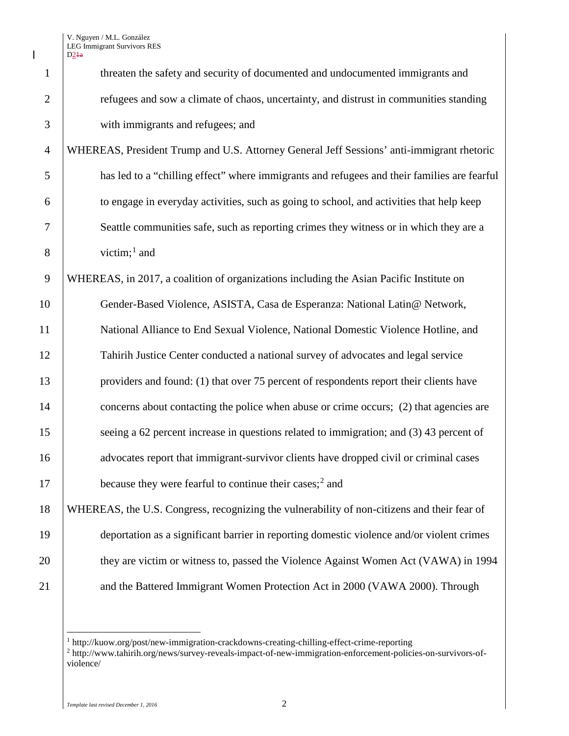threaten the safety and security of documented and undocumented immigrants and refugees and sow a climate of chaos, uncertainty, and distrust in communities standing with immigrants and refugees; and

WHEREAS, President Trump and U.S. Attorney General Jeff Sessions' anti-immigrant rhetoric has led to a "chilling effect" where immigrants and refugees and their families are fearful to engage in everyday activities, such as going to school, and activities that help keep Seattle communities safe, such as reporting crimes they witness or in which they are a victim;[1] and

WHEREAS, in 2017, a coalition of organizations including the Asian Pacific Institute on Gender-Based Violence, ASISTA, Casa de Esperanza: National Latin@ Network, National Alliance to End Sexual Violence, National Domestic Violence Hotline, and Tahirih Justice Center conducted a national survey of advocates and legal service providers and found: (1) that over 75 percent of respondents report their clients have concerns about contacting the police when abuse or crime occurs; (2) that agencies are seeing a 62 percent increase in questions related to immigration; and (3) 43 percent of advocates report that immigrant-survivor clients have dropped civil or criminal cases because they were fearful to continue their cases;[2] and

WHEREAS, the U.S. Congress, recognizing the vulnerability of non-citizens and their fear of deportation as a significant barrier in reporting domestic violence and/or violent crimes they are victim or witness to, passed the Violence Against Women Act (VAWA) in 1994 and the Battered Immigrant Women Protection Act in 2000 (VAWA 2000). Through

---

[1] http://kuow.org/post/new-immigration-crackdowns-creating-chilling-effect-crime-reporting

[2] http://www.tahirih.org/news/survey-reveals-impact-of-new-immigration-enforcement-policies-on-survivors-of-violence/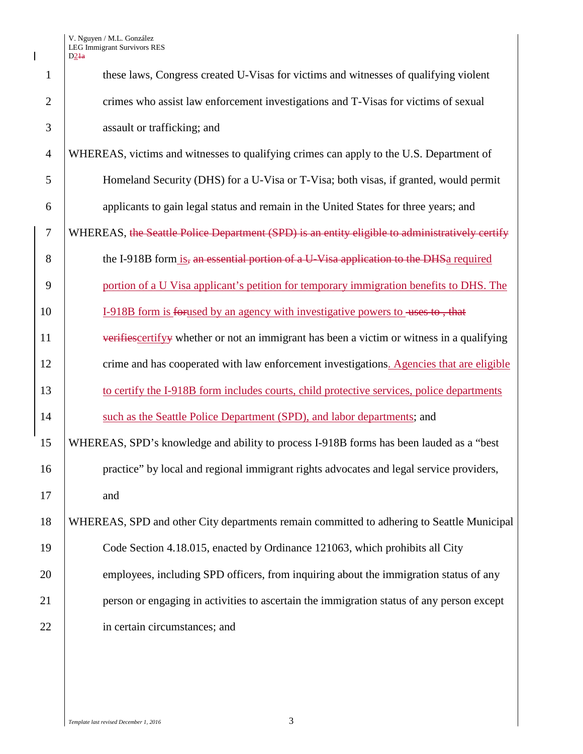these laws, Congress created U-Visas for victims and witnesses of qualifying violent crimes who assist law enforcement investigations and T-Visas for victims of sexual assault or trafficking; and

WHEREAS, victims and witnesses to qualifying crimes can apply to the U.S. Department of Homeland Security (DHS) for a U-Visa or T-Visa; both visas, if granted, would permit applicants to gain legal status and remain in the United States for three years; and

WHEREAS, ~~the Seattle Police Department (SPD) is an entity eligible to administratively certify~~ the I-918B form <u>is</u>~~,~~ ~~an essential portion of a U-Visa application to the DHS~~<u>a required portion of a U Visa applicant's petition for temporary immigration benefits to DHS. The I-918B form is</u> ~~for~~<u>used by an agency with investigative powers to</u> ~~-uses to , that verifies~~<u>certify</u>~~y~~ whether or not an immigrant has been a victim or witness in a qualifying crime and has cooperated with law enforcement investigations<u>. Agencies that are eligible to certify the I-918B form includes courts, child protective services, police departments such as the Seattle Police Department (SPD), and labor departments</u>; and

WHEREAS, SPD's knowledge and ability to process I-918B forms has been lauded as a "best practice" by local and regional immigrant rights advocates and legal service providers, and

WHEREAS, SPD and other City departments remain committed to adhering to Seattle Municipal Code Section 4.18.015, enacted by Ordinance 121063, which prohibits all City employees, including SPD officers, from inquiring about the immigration status of any person or engaging in activities to ascertain the immigration status of any person except in certain circumstances; and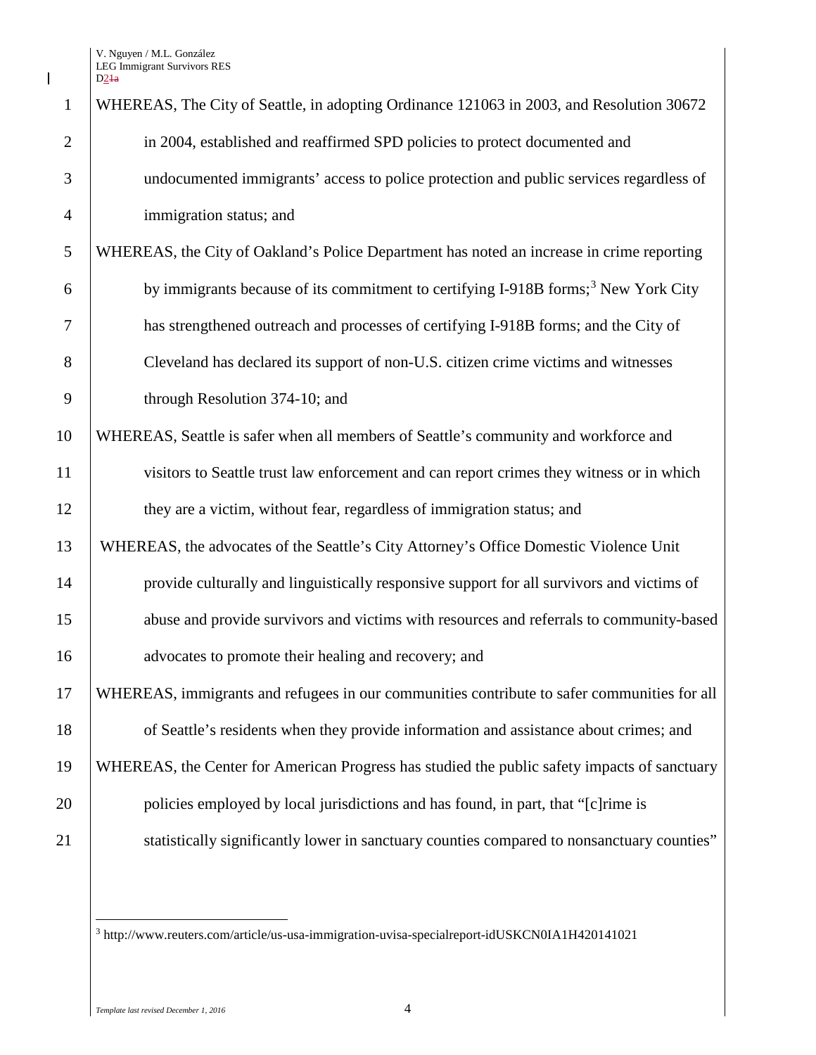WHEREAS, The City of Seattle, in adopting Ordinance 121063 in 2003, and Resolution 30672 in 2004, established and reaffirmed SPD policies to protect documented and undocumented immigrants' access to police protection and public services regardless of immigration status; and

WHEREAS, the City of Oakland's Police Department has noted an increase in crime reporting by immigrants because of its commitment to certifying I-918B forms;[3] New York City has strengthened outreach and processes of certifying I-918B forms; and the City of Cleveland has declared its support of non-U.S. citizen crime victims and witnesses through Resolution 374-10; and

WHEREAS, Seattle is safer when all members of Seattle's community and workforce and visitors to Seattle trust law enforcement and can report crimes they witness or in which they are a victim, without fear, regardless of immigration status; and

WHEREAS, the advocates of the Seattle's City Attorney's Office Domestic Violence Unit provide culturally and linguistically responsive support for all survivors and victims of abuse and provide survivors and victims with resources and referrals to community-based advocates to promote their healing and recovery; and

WHEREAS, immigrants and refugees in our communities contribute to safer communities for all of Seattle's residents when they provide information and assistance about crimes; and

WHEREAS, the Center for American Progress has studied the public safety impacts of sanctuary policies employed by local jurisdictions and has found, in part, that "[c]rime is statistically significantly lower in sanctuary counties compared to nonsanctuary counties"

---

[3] http://www.reuters.com/article/us-usa-immigration-uvisa-specialreport-idUSKCN0IA1H420141021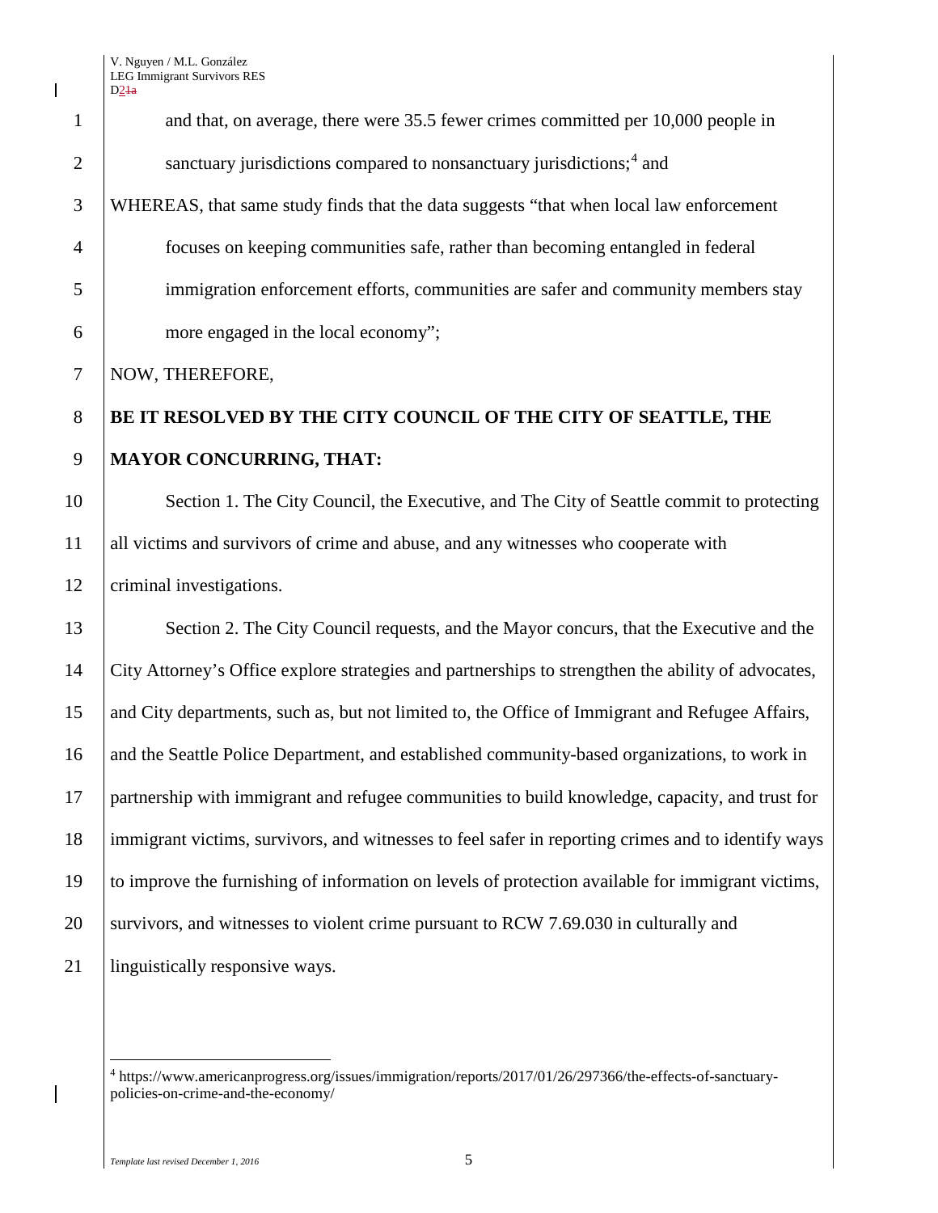and that, on average, there were 35.5 fewer crimes committed per 10,000 people in sanctuary jurisdictions compared to nonsanctuary jurisdictions;[4] and

WHEREAS, that same study finds that the data suggests "that when local law enforcement focuses on keeping communities safe, rather than becoming entangled in federal immigration enforcement efforts, communities are safer and community members stay more engaged in the local economy";

NOW, THEREFORE,

**BE IT RESOLVED BY THE CITY COUNCIL OF THE CITY OF SEATTLE, THE MAYOR CONCURRING, THAT:**

Section 1. The City Council, the Executive, and The City of Seattle commit to protecting all victims and survivors of crime and abuse, and any witnesses who cooperate with criminal investigations.

Section 2. The City Council requests, and the Mayor concurs, that the Executive and the City Attorney's Office explore strategies and partnerships to strengthen the ability of advocates, and City departments, such as, but not limited to, the Office of Immigrant and Refugee Affairs, and the Seattle Police Department, and established community-based organizations, to work in partnership with immigrant and refugee communities to build knowledge, capacity, and trust for immigrant victims, survivors, and witnesses to feel safer in reporting crimes and to identify ways to improve the furnishing of information on levels of protection available for immigrant victims, survivors, and witnesses to violent crime pursuant to RCW 7.69.030 in culturally and linguistically responsive ways.

---

[4] https://www.americanprogress.org/issues/immigration/reports/2017/01/26/297366/the-effects-of-sanctuary-policies-on-crime-and-the-economy/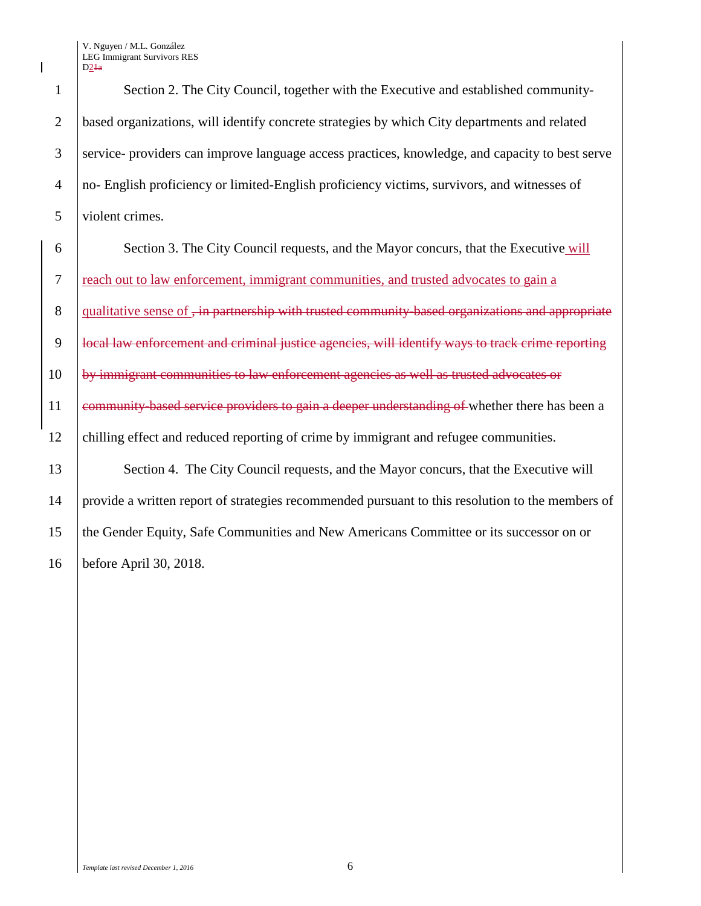Section 2. The City Council, together with the Executive and established community-based organizations, will identify concrete strategies by which City departments and related service- providers can improve language access practices, knowledge, and capacity to best serve no- English proficiency or limited-English proficiency victims, survivors, and witnesses of violent crimes.

Section 3. The City Council requests, and the Mayor concurs, that the Executive will reach out to law enforcement, immigrant communities, and trusted advocates to gain a qualitative sense of ~~, in partnership with trusted community-based organizations and appropriate local law enforcement and criminal justice agencies, will identify ways to track crime reporting by immigrant communities to law enforcement agencies as well as trusted advocates or community-based service providers to gain a deeper understanding of~~ whether there has been a chilling effect and reduced reporting of crime by immigrant and refugee communities.

Section 4. The City Council requests, and the Mayor concurs, that the Executive will provide a written report of strategies recommended pursuant to this resolution to the members of the Gender Equity, Safe Communities and New Americans Committee or its successor on or before April 30, 2018.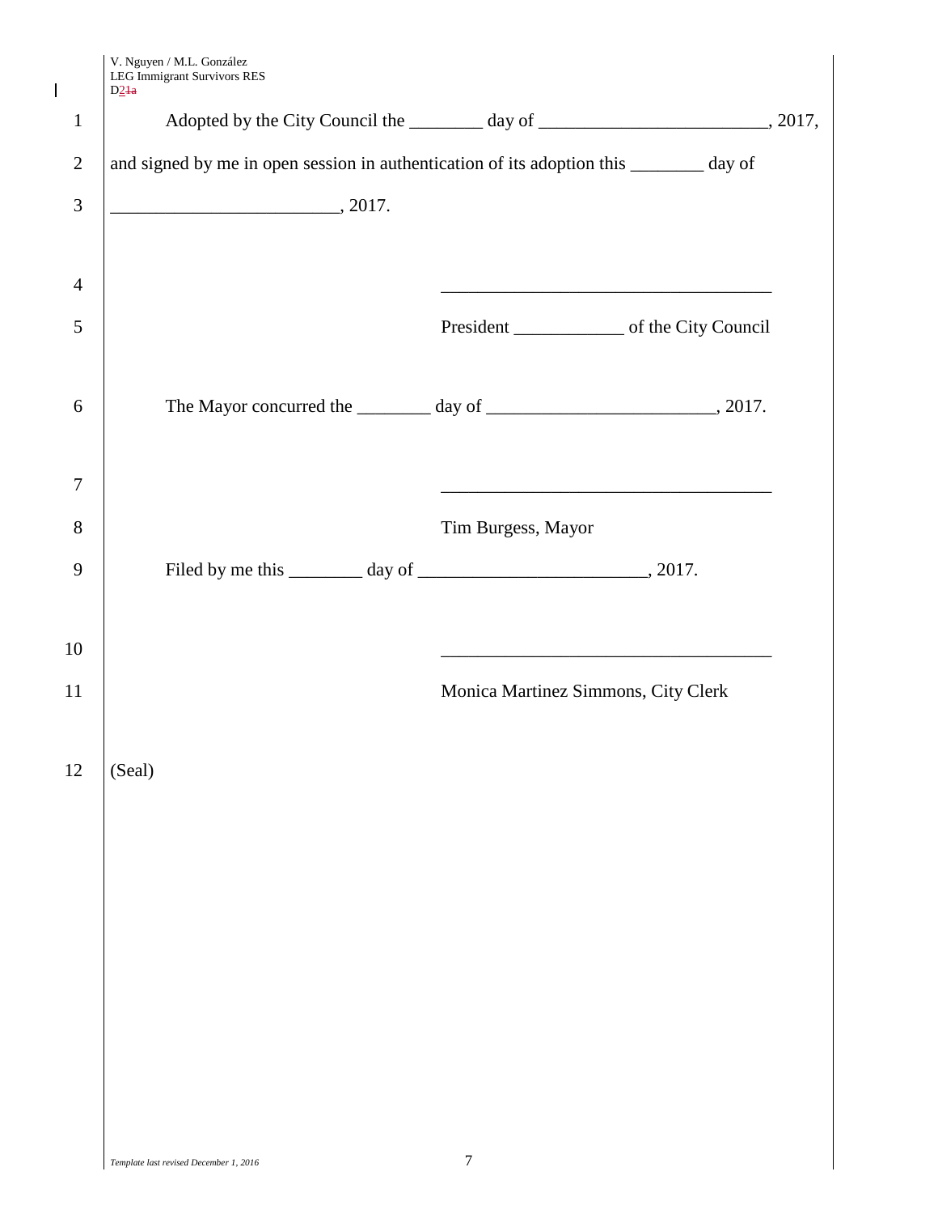Adopted by the City Council the ________ day of ________________________, 2017, and signed by me in open session in authentication of its adoption this ________ day of ________________________, 2017.

____________________________________

President ____________ of the City Council

The Mayor concurred the ________ day of ________________________, 2017.

____________________________________

Tim Burgess, Mayor

Filed by me this ________ day of ________________________, 2017.

____________________________________

Monica Martinez Simmons, City Clerk

(Seal)